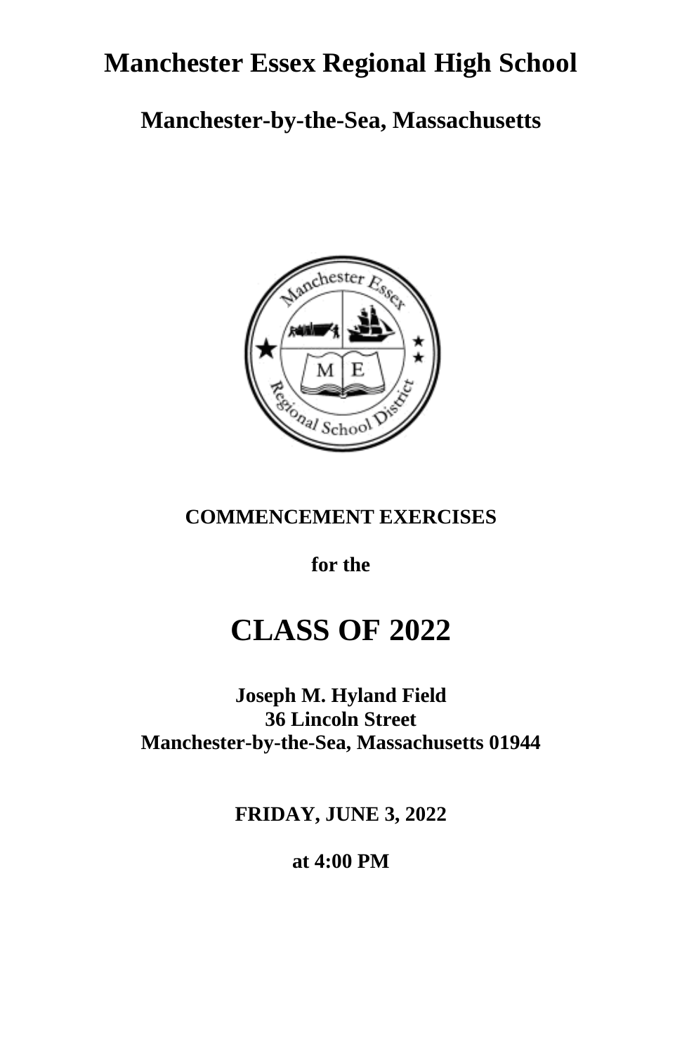# Manchester Essex Regional High School

## Manchester-by-the-Sea, Massachusetts

**COMMENCEMENT EXERCISES**

**for the**

# CLASS OF 2022

**Joseph M. Hyland Field**
**36 Lincoln Street**
**Manchester-by-the-Sea, Massachusetts 01944**

**FRIDAY, JUNE 3, 2022**

**at 4:00 PM**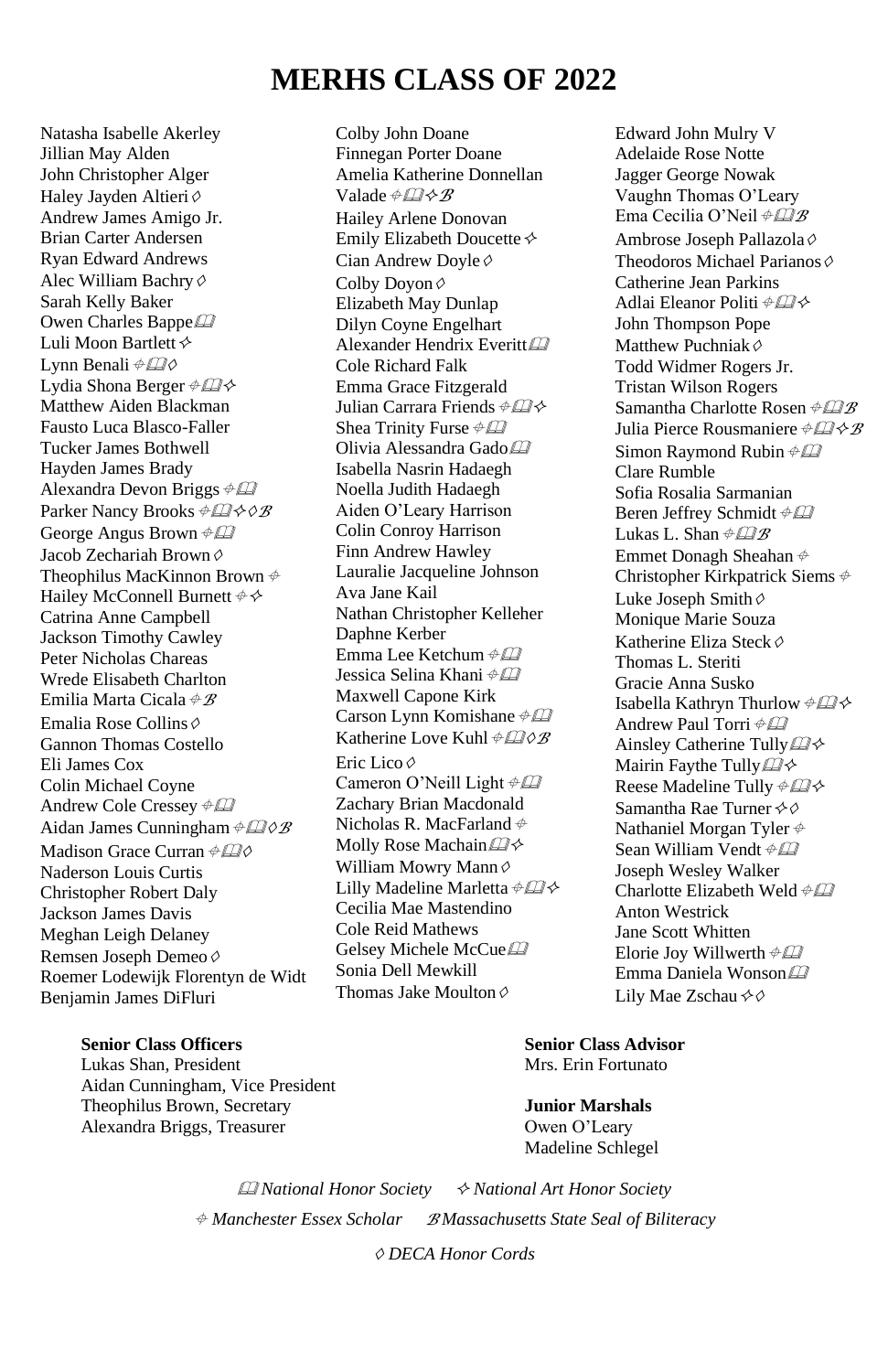# MERHS CLASS OF 2022

Natasha Isabelle Akerley
Jillian May Alden
John Christopher Alger
Haley Jayden Altieri ◊
Andrew James Amigo Jr.
Brian Carter Andersen
Ryan Edward Andrews
Alec William Bachry ◊
Sarah Kelly Baker
Owen Charles Bappe 🕮
Luli Moon Bartlett ✧
Lynn Benali ⟡🕮◊
Lydia Shona Berger ⟡🕮✧
Matthew Aiden Blackman
Fausto Luca Blasco-Faller
Tucker James Bothwell
Hayden James Brady
Alexandra Devon Briggs ⟡🕮
Parker Nancy Brooks ⟡🕮✧◊ℬ
George Angus Brown ⟡🕮
Jacob Zechariah Brown ◊
Theophilus MacKinnon Brown ⟡
Hailey McConnell Burnett ⟡✧
Catrina Anne Campbell
Jackson Timothy Cawley
Peter Nicholas Chareas
Wrede Elisabeth Charlton
Emilia Marta Cicala ⟡ℬ
Emalia Rose Collins ◊
Gannon Thomas Costello
Eli James Cox
Colin Michael Coyne
Andrew Cole Cressey ⟡🕮
Aidan James Cunningham ⟡🕮◊ℬ
Madison Grace Curran ⟡🕮◊
Naderson Louis Curtis
Christopher Robert Daly
Jackson James Davis
Meghan Leigh Delaney
Remsen Joseph Demeo ◊
Roemer Lodewijk Florentyn de Widt
Benjamin James DiFluri
Colby John Doane
Finnegan Porter Doane
Amelia Katherine Donnellan Valade ⟡🕮✧ℬ
Hailey Arlene Donovan
Emily Elizabeth Doucette ✧
Cian Andrew Doyle ◊
Colby Doyon ◊
Elizabeth May Dunlap
Dilyn Coyne Engelhart
Alexander Hendrix Everitt 🕮
Cole Richard Falk
Emma Grace Fitzgerald
Julian Carrara Friends ⟡🕮✧
Shea Trinity Furse ⟡🕮
Olivia Alessandra Gado 🕮
Isabella Nasrin Hadaegh
Noella Judith Hadaegh
Aiden O'Leary Harrison
Colin Conroy Harrison
Finn Andrew Hawley
Lauralie Jacqueline Johnson
Ava Jane Kail
Nathan Christopher Kelleher
Daphne Kerber
Emma Lee Ketchum ⟡🕮
Jessica Selina Khani ⟡🕮
Maxwell Capone Kirk
Carson Lynn Komishane ⟡🕮
Katherine Love Kuhl ⟡🕮◊ℬ
Eric Lico ◊
Cameron O'Neill Light ⟡🕮
Zachary Brian Macdonald
Nicholas R. MacFarland ⟡
Molly Rose Machain 🕮✧
William Mowry Mann ◊
Lilly Madeline Marletta ⟡🕮✧
Cecilia Mae Mastendino
Cole Reid Mathews
Gelsey Michele McCue 🕮
Sonia Dell Mewkill
Thomas Jake Moulton ◊
Edward John Mulry V
Adelaide Rose Notte
Jagger George Nowak
Vaughn Thomas O'Leary
Ema Cecilia O'Neil ⟡🕮ℬ
Ambrose Joseph Pallazola ◊
Theodoros Michael Parianos ◊
Catherine Jean Parkins
Adlai Eleanor Politi ⟡🕮✧
John Thompson Pope
Matthew Puchniak ◊
Todd Widmer Rogers Jr.
Tristan Wilson Rogers
Samantha Charlotte Rosen ⟡🕮ℬ
Julia Pierce Rousmaniere ⟡🕮✧ℬ
Simon Raymond Rubin ⟡🕮
Clare Rumble
Sofia Rosalia Sarmanian
Beren Jeffrey Schmidt ⟡🕮
Lukas L. Shan ⟡🕮ℬ
Emmet Donagh Sheahan ⟡
Christopher Kirkpatrick Siems ⟡
Luke Joseph Smith ◊
Monique Marie Souza
Katherine Eliza Steck ◊
Thomas L. Steriti
Gracie Anna Susko
Isabella Kathryn Thurlow ⟡🕮✧
Andrew Paul Torri ⟡🕮
Ainsley Catherine Tully 🕮✧
Mairin Faythe Tully 🕮✧
Reese Madeline Tully ⟡🕮✧
Samantha Rae Turner ✧◊
Nathaniel Morgan Tyler ⟡
Sean William Vendt ⟡🕮
Joseph Wesley Walker
Charlotte Elizabeth Weld ⟡🕮
Anton Westrick
Jane Scott Whitten
Elorie Joy Willwerth ⟡🕮
Emma Daniela Wonson 🕮
Lily Mae Zschau ✧◊

**Senior Class Officers**
Lukas Shan, President
Aidan Cunningham, Vice President
Theophilus Brown, Secretary
Alexandra Briggs, Treasurer

**Senior Class Advisor**
Mrs. Erin Fortunato

**Junior Marshals**
Owen O'Leary
Madeline Schlegel

🕮 *National Honor Society* ✧ *National Art Honor Society*

⟡ *Manchester Essex Scholar* ℬ *Massachusetts State Seal of Biliteracy*

◊ *DECA Honor Cords*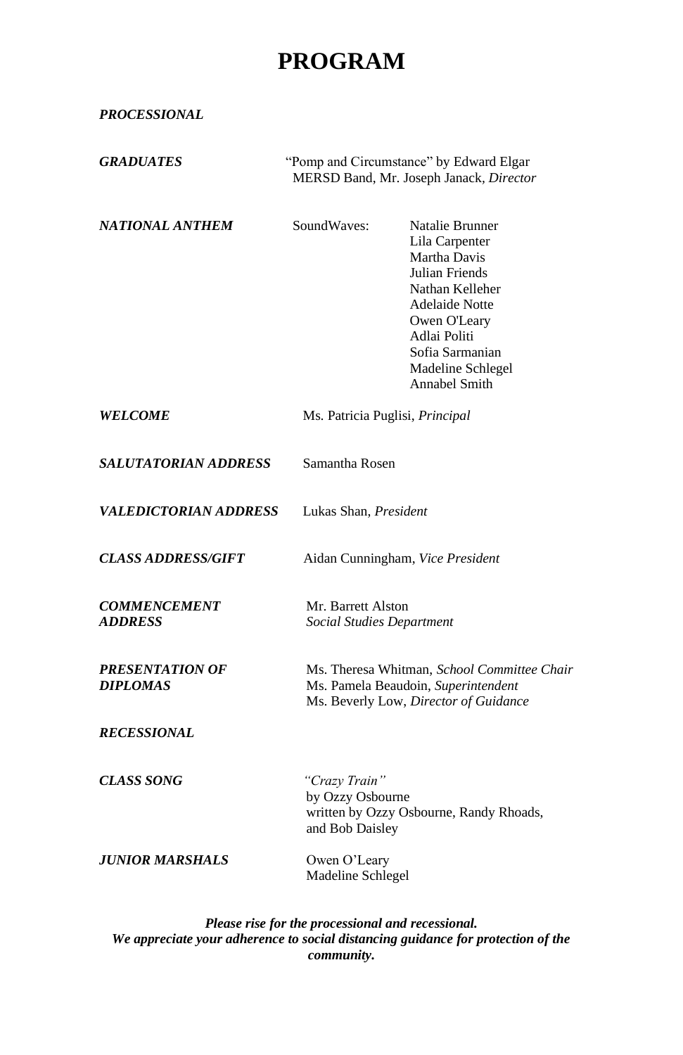# PROGRAM

***PROCESSIONAL***

***GRADUATES*** — "Pomp and Circumstance" by Edward Elgar
MERSD Band, Mr. Joseph Janack, *Director*

***NATIONAL ANTHEM*** — SoundWaves:

Natalie Brunner
Lila Carpenter
Martha Davis
Julian Friends
Nathan Kelleher
Adelaide Notte
Owen O'Leary
Adlai Politi
Sofia Sarmanian
Madeline Schlegel
Annabel Smith

***WELCOME*** — Ms. Patricia Puglisi, *Principal*

***SALUTATORIAN ADDRESS*** — Samantha Rosen

***VALEDICTORIAN ADDRESS*** — Lukas Shan, *President*

***CLASS ADDRESS/GIFT*** — Aidan Cunningham, *Vice President*

***COMMENCEMENT ADDRESS*** — Mr. Barrett Alston
*Social Studies Department*

***PRESENTATION OF DIPLOMAS*** — Ms. Theresa Whitman, *School Committee Chair*
Ms. Pamela Beaudoin, *Superintendent*
Ms. Beverly Low, *Director of Guidance*

***RECESSIONAL***

***CLASS SONG*** — *"Crazy Train"*
by Ozzy Osbourne
written by Ozzy Osbourne, Randy Rhoads, and Bob Daisley

***JUNIOR MARSHALS*** — Owen O'Leary
Madeline Schlegel

***Please rise for the processional and recessional.***
***We appreciate your adherence to social distancing guidance for protection of the community.***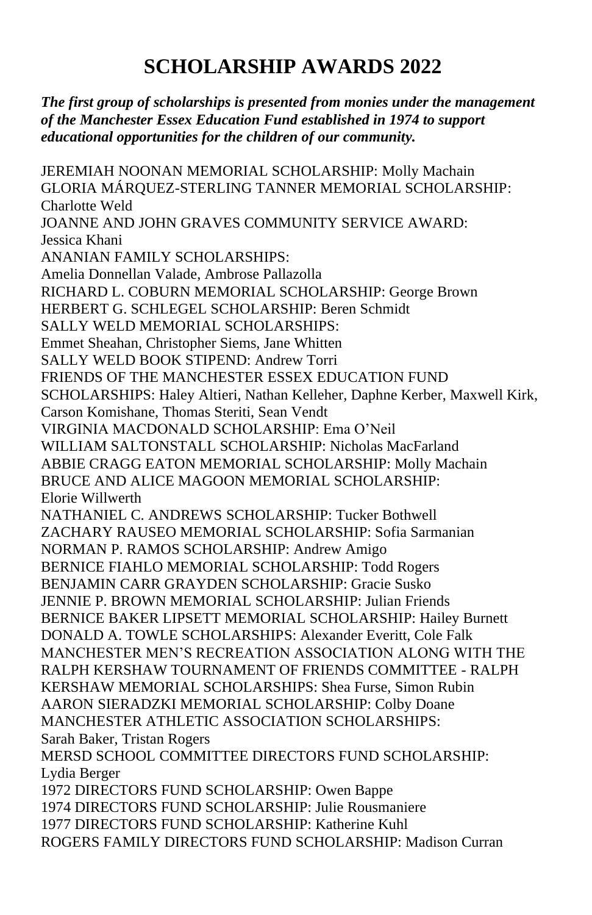# SCHOLARSHIP AWARDS 2022

***The first group of scholarships is presented from monies under the management of the Manchester Essex Education Fund established in 1974 to support educational opportunities for the children of our community.***

JEREMIAH NOONAN MEMORIAL SCHOLARSHIP: Molly Machain
GLORIA MÁRQUEZ-STERLING TANNER MEMORIAL SCHOLARSHIP: Charlotte Weld
JOANNE AND JOHN GRAVES COMMUNITY SERVICE AWARD: Jessica Khani
ANANIAN FAMILY SCHOLARSHIPS: Amelia Donnellan Valade, Ambrose Pallazolla
RICHARD L. COBURN MEMORIAL SCHOLARSHIP: George Brown
HERBERT G. SCHLEGEL SCHOLARSHIP: Beren Schmidt
SALLY WELD MEMORIAL SCHOLARSHIPS: Emmet Sheahan, Christopher Siems, Jane Whitten
SALLY WELD BOOK STIPEND: Andrew Torri
FRIENDS OF THE MANCHESTER ESSEX EDUCATION FUND SCHOLARSHIPS: Haley Altieri, Nathan Kelleher, Daphne Kerber, Maxwell Kirk, Carson Komishane, Thomas Steriti, Sean Vendt
VIRGINIA MACDONALD SCHOLARSHIP: Ema O'Neil
WILLIAM SALTONSTALL SCHOLARSHIP: Nicholas MacFarland
ABBIE CRAGG EATON MEMORIAL SCHOLARSHIP: Molly Machain
BRUCE AND ALICE MAGOON MEMORIAL SCHOLARSHIP: Elorie Willwerth
NATHANIEL C. ANDREWS SCHOLARSHIP: Tucker Bothwell
ZACHARY RAUSEO MEMORIAL SCHOLARSHIP: Sofia Sarmanian
NORMAN P. RAMOS SCHOLARSHIP: Andrew Amigo
BERNICE FIAHLO MEMORIAL SCHOLARSHIP: Todd Rogers
BENJAMIN CARR GRAYDEN SCHOLARSHIP: Gracie Susko
JENNIE P. BROWN MEMORIAL SCHOLARSHIP: Julian Friends
BERNICE BAKER LIPSETT MEMORIAL SCHOLARSHIP: Hailey Burnett
DONALD A. TOWLE SCHOLARSHIPS: Alexander Everitt, Cole Falk
MANCHESTER MEN'S RECREATION ASSOCIATION ALONG WITH THE RALPH KERSHAW TOURNAMENT OF FRIENDS COMMITTEE - RALPH KERSHAW MEMORIAL SCHOLARSHIPS: Shea Furse, Simon Rubin
AARON SIERADZKI MEMORIAL SCHOLARSHIP: Colby Doane
MANCHESTER ATHLETIC ASSOCIATION SCHOLARSHIPS: Sarah Baker, Tristan Rogers
MERSD SCHOOL COMMITTEE DIRECTORS FUND SCHOLARSHIP: Lydia Berger
1972 DIRECTORS FUND SCHOLARSHIP: Owen Bappe
1974 DIRECTORS FUND SCHOLARSHIP: Julie Rousmaniere
1977 DIRECTORS FUND SCHOLARSHIP: Katherine Kuhl
ROGERS FAMILY DIRECTORS FUND SCHOLARSHIP: Madison Curran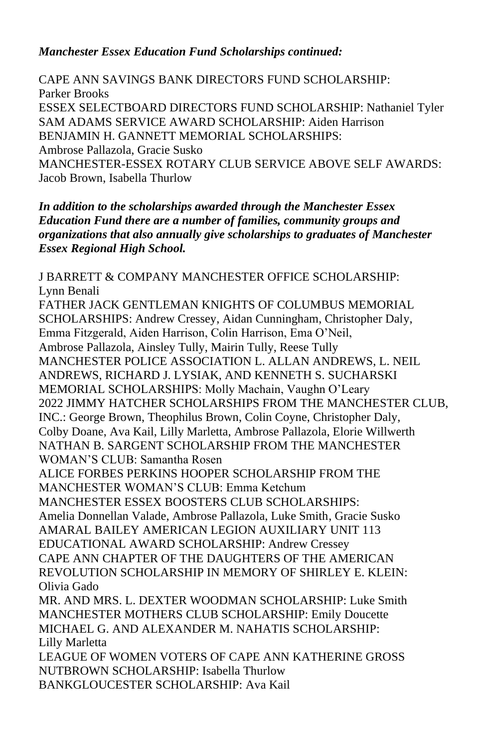***Manchester Essex Education Fund Scholarships continued:***

CAPE ANN SAVINGS BANK DIRECTORS FUND SCHOLARSHIP: Parker Brooks
ESSEX SELECTBOARD DIRECTORS FUND SCHOLARSHIP: Nathaniel Tyler
SAM ADAMS SERVICE AWARD SCHOLARSHIP: Aiden Harrison
BENJAMIN H. GANNETT MEMORIAL SCHOLARSHIPS: Ambrose Pallazola, Gracie Susko
MANCHESTER-ESSEX ROTARY CLUB SERVICE ABOVE SELF AWARDS: Jacob Brown, Isabella Thurlow

***In addition to the scholarships awarded through the Manchester Essex Education Fund there are a number of families, community groups and organizations that also annually give scholarships to graduates of Manchester Essex Regional High School.***

J BARRETT & COMPANY MANCHESTER OFFICE SCHOLARSHIP: Lynn Benali
FATHER JACK GENTLEMAN KNIGHTS OF COLUMBUS MEMORIAL SCHOLARSHIPS: Andrew Cressey, Aidan Cunningham, Christopher Daly, Emma Fitzgerald, Aiden Harrison, Colin Harrison, Ema O'Neil, Ambrose Pallazola, Ainsley Tully, Mairin Tully, Reese Tully
MANCHESTER POLICE ASSOCIATION L. ALLAN ANDREWS, L. NEIL ANDREWS, RICHARD J. LYSIAK, AND KENNETH S. SUCHARSKI MEMORIAL SCHOLARSHIPS: Molly Machain, Vaughn O'Leary
2022 JIMMY HATCHER SCHOLARSHIPS FROM THE MANCHESTER CLUB, INC.: George Brown, Theophilus Brown, Colin Coyne, Christopher Daly, Colby Doane, Ava Kail, Lilly Marletta, Ambrose Pallazola, Elorie Willwerth
NATHAN B. SARGENT SCHOLARSHIP FROM THE MANCHESTER WOMAN'S CLUB: Samantha Rosen
ALICE FORBES PERKINS HOOPER SCHOLARSHIP FROM THE MANCHESTER WOMAN'S CLUB: Emma Ketchum
MANCHESTER ESSEX BOOSTERS CLUB SCHOLARSHIPS: Amelia Donnellan Valade, Ambrose Pallazola, Luke Smith, Gracie Susko
AMARAL BAILEY AMERICAN LEGION AUXILIARY UNIT 113 EDUCATIONAL AWARD SCHOLARSHIP: Andrew Cressey
CAPE ANN CHAPTER OF THE DAUGHTERS OF THE AMERICAN REVOLUTION SCHOLARSHIP IN MEMORY OF SHIRLEY E. KLEIN: Olivia Gado
MR. AND MRS. L. DEXTER WOODMAN SCHOLARSHIP: Luke Smith
MANCHESTER MOTHERS CLUB SCHOLARSHIP: Emily Doucette
MICHAEL G. AND ALEXANDER M. NAHATIS SCHOLARSHIP: Lilly Marletta
LEAGUE OF WOMEN VOTERS OF CAPE ANN KATHERINE GROSS NUTBROWN SCHOLARSHIP: Isabella Thurlow
BANKGLOUCESTER SCHOLARSHIP: Ava Kail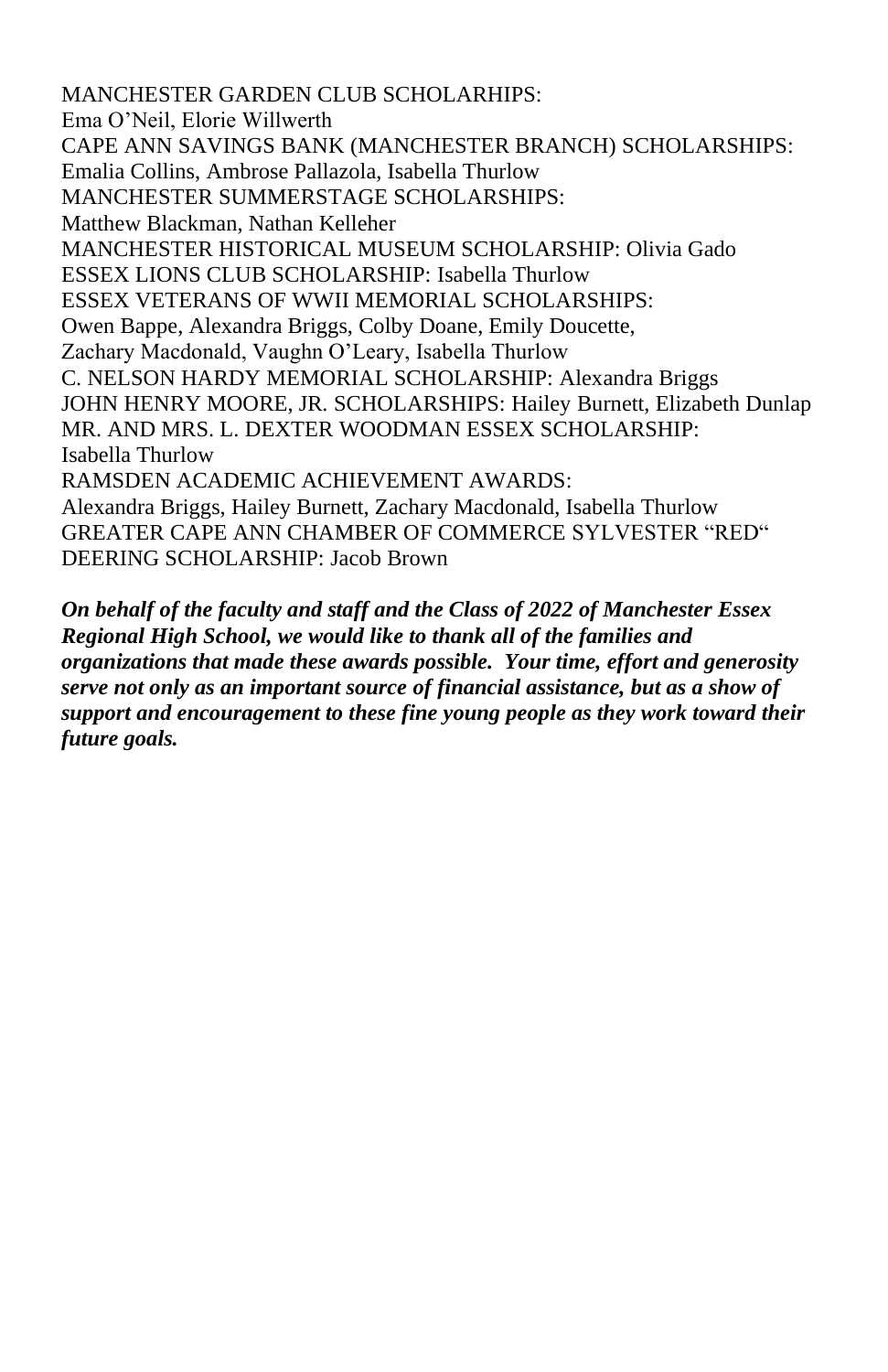MANCHESTER GARDEN CLUB SCHOLARHIPS:
Ema O'Neil, Elorie Willwerth
CAPE ANN SAVINGS BANK (MANCHESTER BRANCH) SCHOLARSHIPS:
Emalia Collins, Ambrose Pallazola, Isabella Thurlow
MANCHESTER SUMMERSTAGE SCHOLARSHIPS:
Matthew Blackman, Nathan Kelleher
MANCHESTER HISTORICAL MUSEUM SCHOLARSHIP: Olivia Gado
ESSEX LIONS CLUB SCHOLARSHIP: Isabella Thurlow
ESSEX VETERANS OF WWII MEMORIAL SCHOLARSHIPS:
Owen Bappe, Alexandra Briggs, Colby Doane, Emily Doucette,
Zachary Macdonald, Vaughn O'Leary, Isabella Thurlow
C. NELSON HARDY MEMORIAL SCHOLARSHIP: Alexandra Briggs
JOHN HENRY MOORE, JR. SCHOLARSHIPS: Hailey Burnett, Elizabeth Dunlap
MR. AND MRS. L. DEXTER WOODMAN ESSEX SCHOLARSHIP:
Isabella Thurlow
RAMSDEN ACADEMIC ACHIEVEMENT AWARDS:
Alexandra Briggs, Hailey Burnett, Zachary Macdonald, Isabella Thurlow
GREATER CAPE ANN CHAMBER OF COMMERCE SYLVESTER "RED"
DEERING SCHOLARSHIP: Jacob Brown

***On behalf of the faculty and staff and the Class of 2022 of Manchester Essex Regional High School, we would like to thank all of the families and organizations that made these awards possible. Your time, effort and generosity serve not only as an important source of financial assistance, but as a show of support and encouragement to these fine young people as they work toward their future goals.***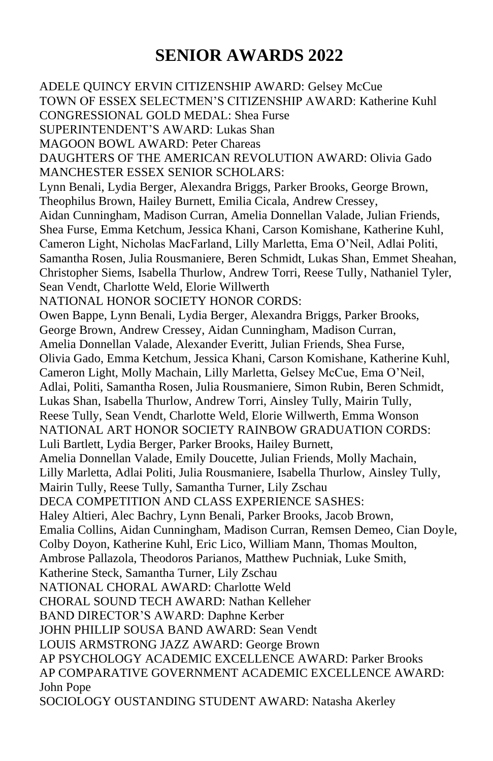# SENIOR AWARDS 2022

ADELE QUINCY ERVIN CITIZENSHIP AWARD: Gelsey McCue
TOWN OF ESSEX SELECTMEN'S CITIZENSHIP AWARD: Katherine Kuhl
CONGRESSIONAL GOLD MEDAL: Shea Furse
SUPERINTENDENT'S AWARD: Lukas Shan
MAGOON BOWL AWARD: Peter Chareas
DAUGHTERS OF THE AMERICAN REVOLUTION AWARD: Olivia Gado
MANCHESTER ESSEX SENIOR SCHOLARS:
Lynn Benali, Lydia Berger, Alexandra Briggs, Parker Brooks, George Brown, Theophilus Brown, Hailey Burnett, Emilia Cicala, Andrew Cressey, Aidan Cunningham, Madison Curran, Amelia Donnellan Valade, Julian Friends, Shea Furse, Emma Ketchum, Jessica Khani, Carson Komishane, Katherine Kuhl, Cameron Light, Nicholas MacFarland, Lilly Marletta, Ema O'Neil, Adlai Politi, Samantha Rosen, Julia Rousmaniere, Beren Schmidt, Lukas Shan, Emmet Sheahan, Christopher Siems, Isabella Thurlow, Andrew Torri, Reese Tully, Nathaniel Tyler, Sean Vendt, Charlotte Weld, Elorie Willwerth
NATIONAL HONOR SOCIETY HONOR CORDS:
Owen Bappe, Lynn Benali, Lydia Berger, Alexandra Briggs, Parker Brooks, George Brown, Andrew Cressey, Aidan Cunningham, Madison Curran, Amelia Donnellan Valade, Alexander Everitt, Julian Friends, Shea Furse, Olivia Gado, Emma Ketchum, Jessica Khani, Carson Komishane, Katherine Kuhl, Cameron Light, Molly Machain, Lilly Marletta, Gelsey McCue, Ema O'Neil, Adlai, Politi, Samantha Rosen, Julia Rousmaniere, Simon Rubin, Beren Schmidt, Lukas Shan, Isabella Thurlow, Andrew Torri, Ainsley Tully, Mairin Tully, Reese Tully, Sean Vendt, Charlotte Weld, Elorie Willwerth, Emma Wonson
NATIONAL ART HONOR SOCIETY RAINBOW GRADUATION CORDS:
Luli Bartlett, Lydia Berger, Parker Brooks, Hailey Burnett, Amelia Donnellan Valade, Emily Doucette, Julian Friends, Molly Machain, Lilly Marletta, Adlai Politi, Julia Rousmaniere, Isabella Thurlow, Ainsley Tully, Mairin Tully, Reese Tully, Samantha Turner, Lily Zschau
DECA COMPETITION AND CLASS EXPERIENCE SASHES:
Haley Altieri, Alec Bachry, Lynn Benali, Parker Brooks, Jacob Brown, Emalia Collins, Aidan Cunningham, Madison Curran, Remsen Demeo, Cian Doyle, Colby Doyon, Katherine Kuhl, Eric Lico, William Mann, Thomas Moulton, Ambrose Pallazola, Theodoros Parianos, Matthew Puchniak, Luke Smith, Katherine Steck, Samantha Turner, Lily Zschau
NATIONAL CHORAL AWARD: Charlotte Weld
CHORAL SOUND TECH AWARD: Nathan Kelleher
BAND DIRECTOR'S AWARD: Daphne Kerber
JOHN PHILLIP SOUSA BAND AWARD: Sean Vendt
LOUIS ARMSTRONG JAZZ AWARD: George Brown
AP PSYCHOLOGY ACADEMIC EXCELLENCE AWARD: Parker Brooks
AP COMPARATIVE GOVERNMENT ACADEMIC EXCELLENCE AWARD: John Pope
SOCIOLOGY OUSTANDING STUDENT AWARD: Natasha Akerley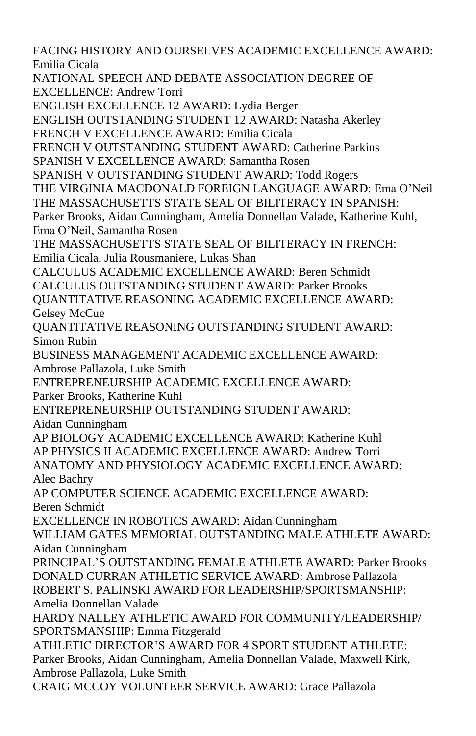FACING HISTORY AND OURSELVES ACADEMIC EXCELLENCE AWARD: Emilia Cicala
NATIONAL SPEECH AND DEBATE ASSOCIATION DEGREE OF EXCELLENCE: Andrew Torri
ENGLISH EXCELLENCE 12 AWARD: Lydia Berger
ENGLISH OUTSTANDING STUDENT 12 AWARD: Natasha Akerley
FRENCH V EXCELLENCE AWARD: Emilia Cicala
FRENCH V OUTSTANDING STUDENT AWARD: Catherine Parkins
SPANISH V EXCELLENCE AWARD: Samantha Rosen
SPANISH V OUTSTANDING STUDENT AWARD: Todd Rogers
THE VIRGINIA MACDONALD FOREIGN LANGUAGE AWARD: Ema O'Neil
THE MASSACHUSETTS STATE SEAL OF BILITERACY IN SPANISH: Parker Brooks, Aidan Cunningham, Amelia Donnellan Valade, Katherine Kuhl, Ema O'Neil, Samantha Rosen
THE MASSACHUSETTS STATE SEAL OF BILITERACY IN FRENCH: Emilia Cicala, Julia Rousmaniere, Lukas Shan
CALCULUS ACADEMIC EXCELLENCE AWARD: Beren Schmidt
CALCULUS OUTSTANDING STUDENT AWARD: Parker Brooks
QUANTITATIVE REASONING ACADEMIC EXCELLENCE AWARD: Gelsey McCue
QUANTITATIVE REASONING OUTSTANDING STUDENT AWARD: Simon Rubin
BUSINESS MANAGEMENT ACADEMIC EXCELLENCE AWARD: Ambrose Pallazola, Luke Smith
ENTREPRENEURSHIP ACADEMIC EXCELLENCE AWARD: Parker Brooks, Katherine Kuhl
ENTREPRENEURSHIP OUTSTANDING STUDENT AWARD: Aidan Cunningham
AP BIOLOGY ACADEMIC EXCELLENCE AWARD: Katherine Kuhl
AP PHYSICS II ACADEMIC EXCELLENCE AWARD: Andrew Torri
ANATOMY AND PHYSIOLOGY ACADEMIC EXCELLENCE AWARD: Alec Bachry
AP COMPUTER SCIENCE ACADEMIC EXCELLENCE AWARD: Beren Schmidt
EXCELLENCE IN ROBOTICS AWARD: Aidan Cunningham
WILLIAM GATES MEMORIAL OUTSTANDING MALE ATHLETE AWARD: Aidan Cunningham
PRINCIPAL'S OUTSTANDING FEMALE ATHLETE AWARD: Parker Brooks
DONALD CURRAN ATHLETIC SERVICE AWARD: Ambrose Pallazola
ROBERT S. PALINSKI AWARD FOR LEADERSHIP/SPORTSMANSHIP: Amelia Donnellan Valade
HARDY NALLEY ATHLETIC AWARD FOR COMMUNITY/LEADERSHIP/ SPORTSMANSHIP: Emma Fitzgerald
ATHLETIC DIRECTOR'S AWARD FOR 4 SPORT STUDENT ATHLETE: Parker Brooks, Aidan Cunningham, Amelia Donnellan Valade, Maxwell Kirk, Ambrose Pallazola, Luke Smith
CRAIG MCCOY VOLUNTEER SERVICE AWARD: Grace Pallazola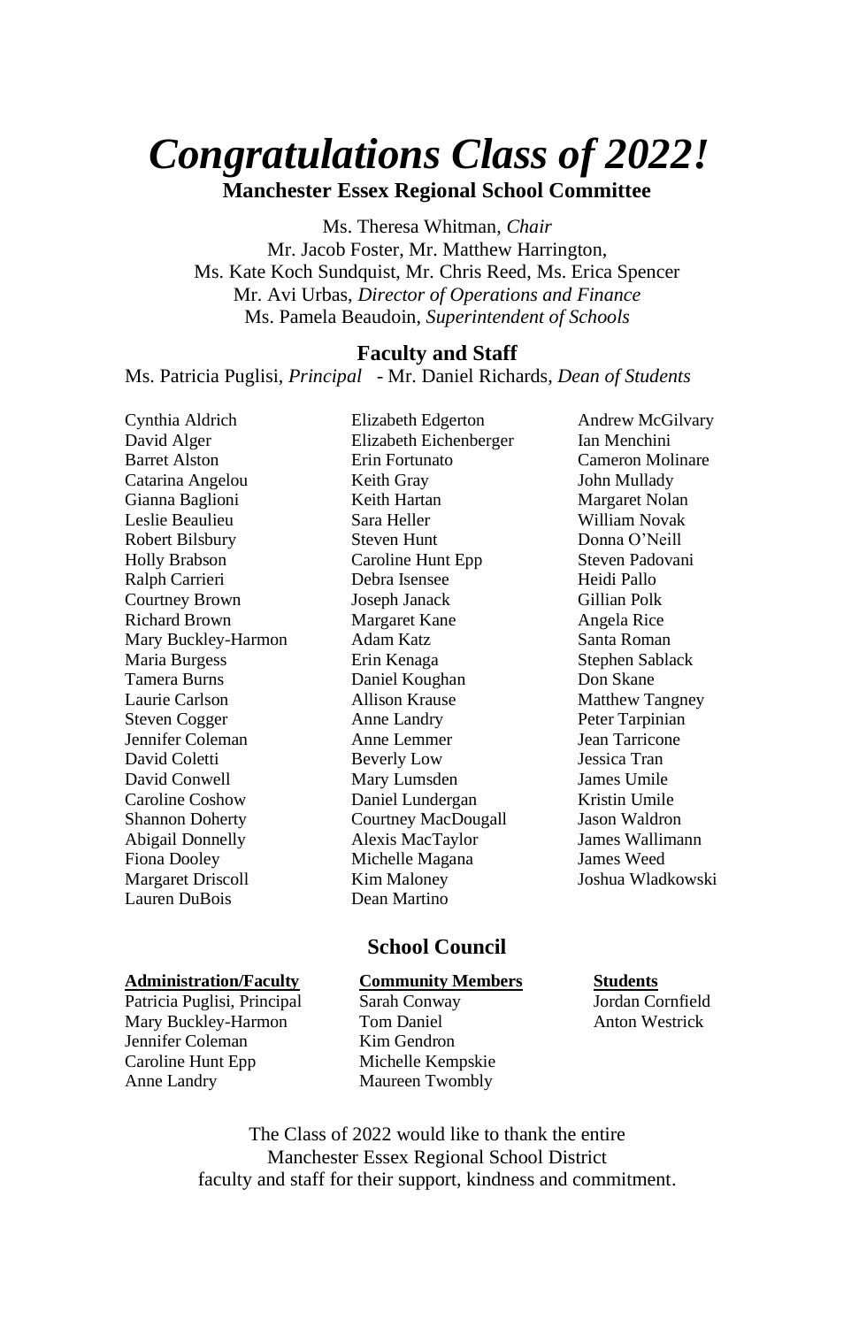# *Congratulations Class of 2022!*

**Manchester Essex Regional School Committee**

Ms. Theresa Whitman, *Chair*
Mr. Jacob Foster, Mr. Matthew Harrington,
Ms. Kate Koch Sundquist, Mr. Chris Reed, Ms. Erica Spencer
Mr. Avi Urbas, *Director of Operations and Finance*
Ms. Pamela Beaudoin, *Superintendent of Schools*

## Faculty and Staff

Ms. Patricia Puglisi, *Principal* - Mr. Daniel Richards, *Dean of Students*

Cynthia Aldrich
David Alger
Barret Alston
Catarina Angelou
Gianna Baglioni
Leslie Beaulieu
Robert Bilsbury
Holly Brabson
Ralph Carrieri
Courtney Brown
Richard Brown
Mary Buckley-Harmon
Maria Burgess
Tamera Burns
Laurie Carlson
Steven Cogger
Jennifer Coleman
David Coletti
David Conwell
Caroline Coshow
Shannon Doherty
Abigail Donnelly
Fiona Dooley
Margaret Driscoll
Lauren DuBois
Elizabeth Edgerton
Elizabeth Eichenberger
Erin Fortunato
Keith Gray
Keith Hartan
Sara Heller
Steven Hunt
Caroline Hunt Epp
Debra Isensee
Joseph Janack
Margaret Kane
Adam Katz
Erin Kenaga
Daniel Koughan
Allison Krause
Anne Landry
Anne Lemmer
Beverly Low
Mary Lumsden
Daniel Lundergan
Courtney MacDougall
Alexis MacTaylor
Michelle Magana
Kim Maloney
Dean Martino
Andrew McGilvary
Ian Menchini
Cameron Molinare
John Mullady
Margaret Nolan
William Novak
Donna O'Neill
Steven Padovani
Heidi Pallo
Gillian Polk
Angela Rice
Santa Roman
Stephen Sablack
Don Skane
Matthew Tangney
Peter Tarpinian
Jean Tarricone
Jessica Tran
James Umile
Kristin Umile
Jason Waldron
James Wallimann
James Weed
Joshua Wladkowski

## School Council

**Administration/Faculty**
Patricia Puglisi, Principal
Mary Buckley-Harmon
Jennifer Coleman
Caroline Hunt Epp
Anne Landry

**Community Members**
Sarah Conway
Tom Daniel
Kim Gendron
Michelle Kempskie
Maureen Twombly

**Students**
Jordan Cornfield
Anton Westrick

The Class of 2022 would like to thank the entire
Manchester Essex Regional School District
faculty and staff for their support, kindness and commitment.